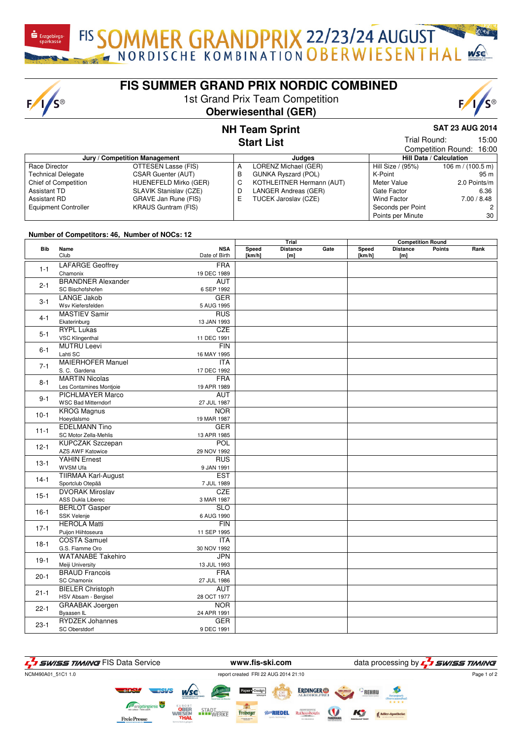FIS SOMMER GRANDPRIX 22/23/24 AUGUST
NORDISCHE KOMBINATION OBERWIESENTHAL

# FIS SUMMER GRAND PRIX NORDIC COMBINED

1st Grand Prix Team Competition
**Oberwiesenthal (GER)**

## NH Team Sprint
## Start List

**SAT 23 AUG 2014**
Trial Round: 15:00
Competition Round: 16:00

| Jury / Competition Management | | Judges | | Hill Data / Calculation | |
|---|---|---|---|---|---|
| Race Director | OTTESEN Lasse (FIS) | A | LORENZ Michael (GER) | Hill Size / (95%) | 106 m / (100.5 m) |
| Technical Delegate | CSAR Guenter (AUT) | B | GUNKA Ryszard (POL) | K-Point | 95 m |
| Chief of Competition | HUENEFELD Mirko (GER) | C | KOTHLEITNER Hermann (AUT) | Meter Value | 2.0 Points/m |
| Assistant TD | SLAVIK Stanislav (CZE) | D | LANGER Andreas (GER) | Gate Factor | 6.36 |
| Assistant RD | GRAVE Jan Rune (FIS) | E | TUCEK Jaroslav (CZE) | Wind Factor | 7.00 / 8.48 |
| Equipment Controller | KRAUS Guntram (FIS) | | | Seconds per Point | 2 |
| | | | | Points per Minute | 30 |

Number of Competitors: 46, Number of NOCs: 12

| Bib | Name / Club | NSA / Date of Birth | Trial Speed [km/h] | Trial Distance [m] | Trial Gate | Competition Round Speed [km/h] | Competition Round Distance [m] | Points | Rank |
|---|---|---|---|---|---|---|---|---|---|
| 1-1 | LAFARGE Geoffrey / Chamonix | FRA / 19 DEC 1989 | | | | | | | |
| 2-1 | BRANDNER Alexander / SC Bischofshofen | AUT / 6 SEP 1992 | | | | | | | |
| 3-1 | LANGE Jakob / Wsv Kiefersfelden | GER / 5 AUG 1995 | | | | | | | |
| 4-1 | MASTIEV Samir / Ekaterinburg | RUS / 13 JAN 1993 | | | | | | | |
| 5-1 | RYPL Lukas / VSC Klingenthal | CZE / 11 DEC 1991 | | | | | | | |
| 6-1 | MUTRU Leevi / Lahti SC | FIN / 16 MAY 1995 | | | | | | | |
| 7-1 | MAIERHOFER Manuel / S. C. Gardena | ITA / 17 DEC 1992 | | | | | | | |
| 8-1 | MARTIN Nicolas / Les Contamines Montjoie | FRA / 19 APR 1989 | | | | | | | |
| 9-1 | PICHLMAYER Marco / WSC Bad Mitterndorf | AUT / 27 JUL 1987 | | | | | | | |
| 10-1 | KROG Magnus / Hoeydalsmo | NOR / 19 MAR 1987 | | | | | | | |
| 11-1 | EDELMANN Tino / SC Motor Zella-Mehlis | GER / 13 APR 1985 | | | | | | | |
| 12-1 | KUPCZAK Szczepan / AZS AWF Katowice | POL / 29 NOV 1992 | | | | | | | |
| 13-1 | YAHIN Ernest / WVSM Ufa | RUS / 9 JAN 1991 | | | | | | | |
| 14-1 | TIIRMAA Karl-August / Sportclub Otepää | EST / 7 JUL 1989 | | | | | | | |
| 15-1 | DVORAK Miroslav / ASS Dukla Liberec | CZE / 3 MAR 1987 | | | | | | | |
| 16-1 | BERLOT Gasper / SSK Velenje | SLO / 6 AUG 1990 | | | | | | | |
| 17-1 | HEROLA Matti / Puijon Hiihtoseura | FIN / 11 SEP 1995 | | | | | | | |
| 18-1 | COSTA Samuel / G.S. Fiamme Oro | ITA / 30 NOV 1992 | | | | | | | |
| 19-1 | WATANABE Takehiro / Meiji University | JPN / 13 JUL 1993 | | | | | | | |
| 20-1 | BRAUD Francois / SC Chamonix | FRA / 27 JUL 1986 | | | | | | | |
| 21-1 | BIELER Christoph / HSV Absam - Bergisel | AUT / 28 OCT 1977 | | | | | | | |
| 22-1 | GRAABAK Joergen / Byaasen IL | NOR / 24 APR 1991 | | | | | | | |
| 23-1 | RYDZEK Johannes / SC Oberstdorf | GER / 9 DEC 1991 | | | | | | | |

SWISS TIMING FIS Data Service www.fis-ski.com data processing by SWISS TIMING

NCM490A01_51C1 1.0 report created FRI 22 AUG 2014 21:10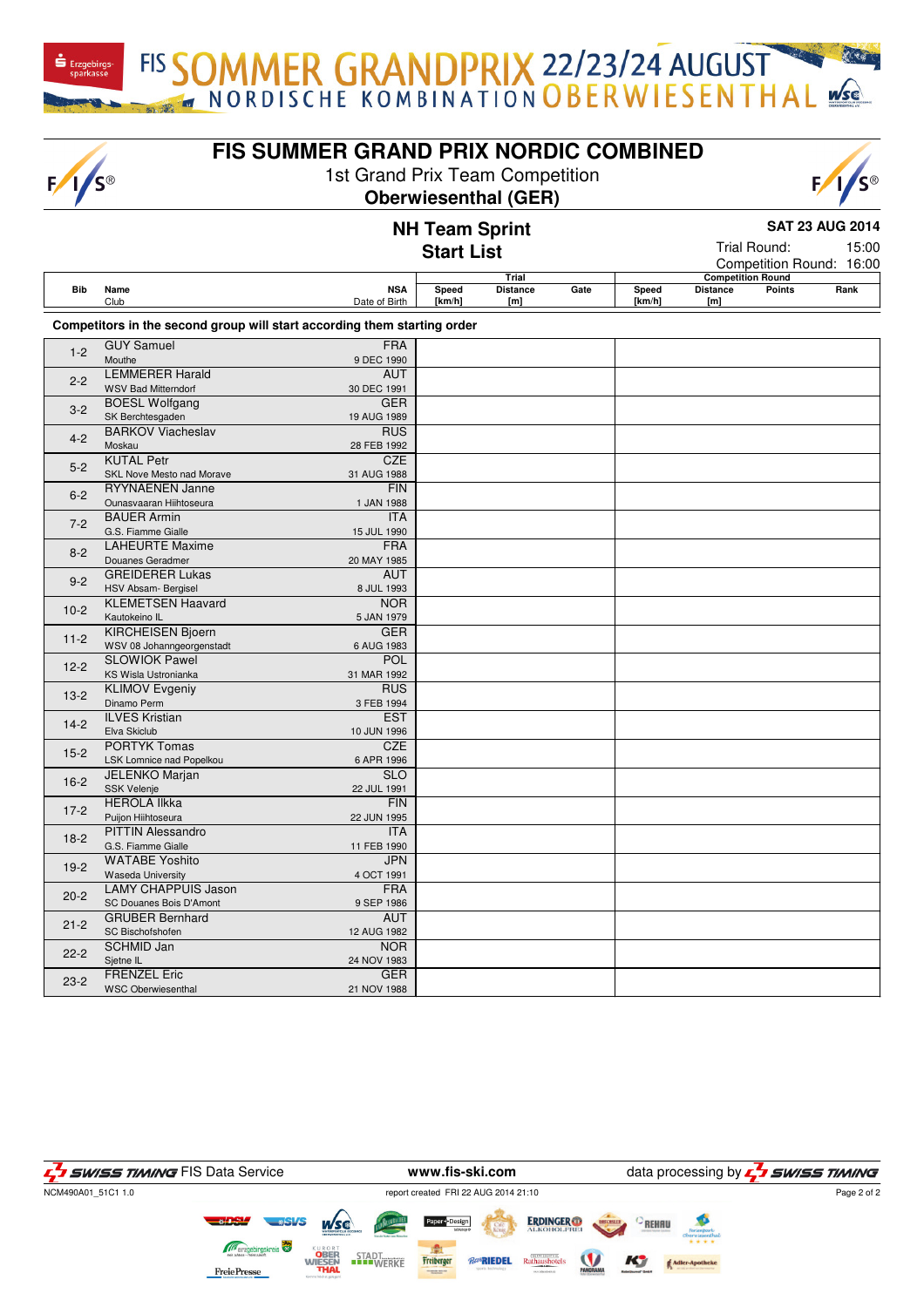# FIS SUMMER GRAND PRIX NORDIC COMBINED

1st Grand Prix Team Competition

**Oberwiesenthal (GER)**

## NH Team Sprint

## Start List

**SAT 23 AUG 2014**

Trial Round: 15:00

Competition Round: 16:00

| Bib | Name / Club | NSA / Date of Birth | Trial Speed [km/h] | Trial Distance [m] | Trial Gate | Competition Round Speed [km/h] | Competition Round Distance [m] | Competition Round Points | Competition Round Rank |
|---|---|---|---|---|---|---|---|---|---|
| | **Competitors in the second group will start according them starting order** | | | | | | | | |
| 1-2 | GUY Samuel / Mouthe | FRA / 9 DEC 1990 | | | | | | | |
| 2-2 | LEMMERER Harald / WSV Bad Mitterndorf | AUT / 30 DEC 1991 | | | | | | | |
| 3-2 | BOESL Wolfgang / SK Berchtesgaden | GER / 19 AUG 1989 | | | | | | | |
| 4-2 | BARKOV Viacheslav / Moskau | RUS / 28 FEB 1992 | | | | | | | |
| 5-2 | KUTAL Petr / SKL Nove Mesto nad Morave | CZE / 31 AUG 1988 | | | | | | | |
| 6-2 | RYYNAENEN Janne / Ounasvaaran Hiihtoseura | FIN / 1 JAN 1988 | | | | | | | |
| 7-2 | BAUER Armin / G.S. Fiamme Gialle | ITA / 15 JUL 1990 | | | | | | | |
| 8-2 | LAHEURTE Maxime / Douanes Geradmer | FRA / 20 MAY 1985 | | | | | | | |
| 9-2 | GREIDERER Lukas / HSV Absam- Bergisel | AUT / 8 JUL 1993 | | | | | | | |
| 10-2 | KLEMETSEN Haavard / Kautokeino IL | NOR / 5 JAN 1979 | | | | | | | |
| 11-2 | KIRCHEISEN Bjoern / WSV 08 Johanngeorgenstadt | GER / 6 AUG 1983 | | | | | | | |
| 12-2 | SLOWIOK Pawel / KS Wisla Ustronianka | POL / 31 MAR 1992 | | | | | | | |
| 13-2 | KLIMOV Evgeniy / Dinamo Perm | RUS / 3 FEB 1994 | | | | | | | |
| 14-2 | ILVES Kristian / Elva Skiclub | EST / 10 JUN 1996 | | | | | | | |
| 15-2 | PORTYK Tomas / LSK Lomnice nad Popelkou | CZE / 6 APR 1996 | | | | | | | |
| 16-2 | JELENKO Marjan / SSK Velenje | SLO / 22 JUL 1991 | | | | | | | |
| 17-2 | HEROLA Ilkka / Puijon Hiihtoseura | FIN / 22 JUN 1995 | | | | | | | |
| 18-2 | PITTIN Alessandro / G.S. Fiamme Gialle | ITA / 11 FEB 1990 | | | | | | | |
| 19-2 | WATABE Yoshito / Waseda University | JPN / 4 OCT 1991 | | | | | | | |
| 20-2 | LAMY CHAPPUIS Jason / SC Douanes Bois D'Amont | FRA / 9 SEP 1986 | | | | | | | |
| 21-2 | GRUBER Bernhard / SC Bischofshofen | AUT / 12 AUG 1982 | | | | | | | |
| 22-2 | SCHMID Jan / Sjetne IL | NOR / 24 NOV 1983 | | | | | | | |
| 23-2 | FRENZEL Eric / WSC Oberwiesenthal | GER / 21 NOV 1988 | | | | | | | |

SWISS TIMING FIS Data Service www.fis-ski.com data processing by SWISS TIMING

NCM490A01_51C1 1.0 report created FRI 22 AUG 2014 21:10